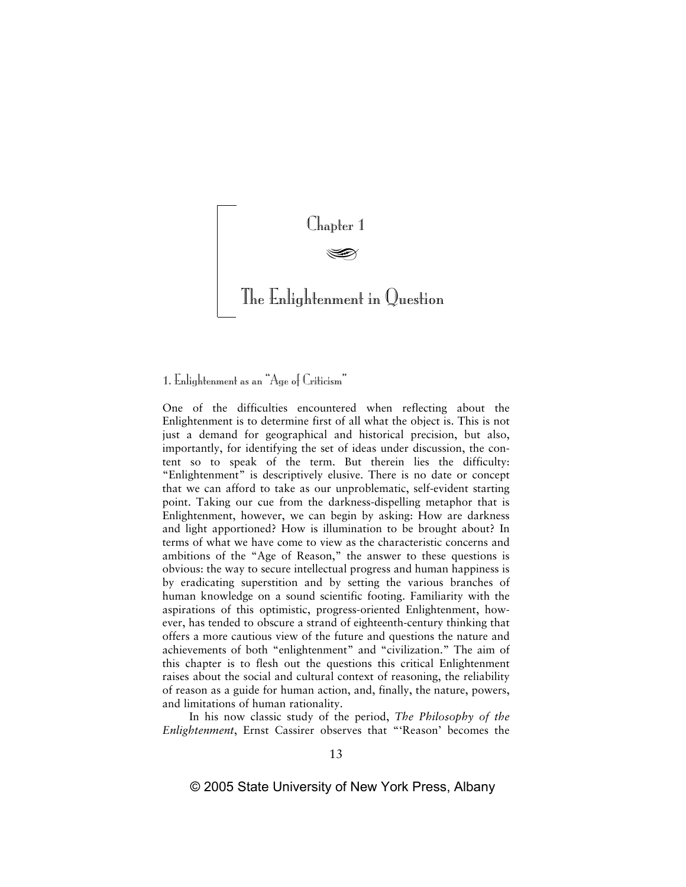# Chapter 1

# The Enlightenment in Question

## 1. Enlightenment as an "Age of Criticism"

One of the difficulties encountered when reflecting about the Enlightenment is to determine first of all what the object is. This is not just a demand for geographical and historical precision, but also, importantly, for identifying the set of ideas under discussion, the content so to speak of the term. But therein lies the difficulty: "Enlightenment" is descriptively elusive. There is no date or concept that we can afford to take as our unproblematic, self-evident starting point. Taking our cue from the darkness-dispelling metaphor that is Enlightenment, however, we can begin by asking: How are darkness and light apportioned? How is illumination to be brought about? In terms of what we have come to view as the characteristic concerns and ambitions of the "Age of Reason," the answer to these questions is obvious: the way to secure intellectual progress and human happiness is by eradicating superstition and by setting the various branches of human knowledge on a sound scientific footing. Familiarity with the aspirations of this optimistic, progress-oriented Enlightenment, however, has tended to obscure a strand of eighteenth-century thinking that offers a more cautious view of the future and questions the nature and achievements of both "enlightenment" and "civilization." The aim of this chapter is to flesh out the questions this critical Enlightenment raises about the social and cultural context of reasoning, the reliability of reason as a guide for human action, and, finally, the nature, powers, and limitations of human rationality.

In his now classic study of the period, *The Philosophy of the Enlightenment*, Ernst Cassirer observes that "'Reason' becomes the

© 2005 State University of New York Press, Albany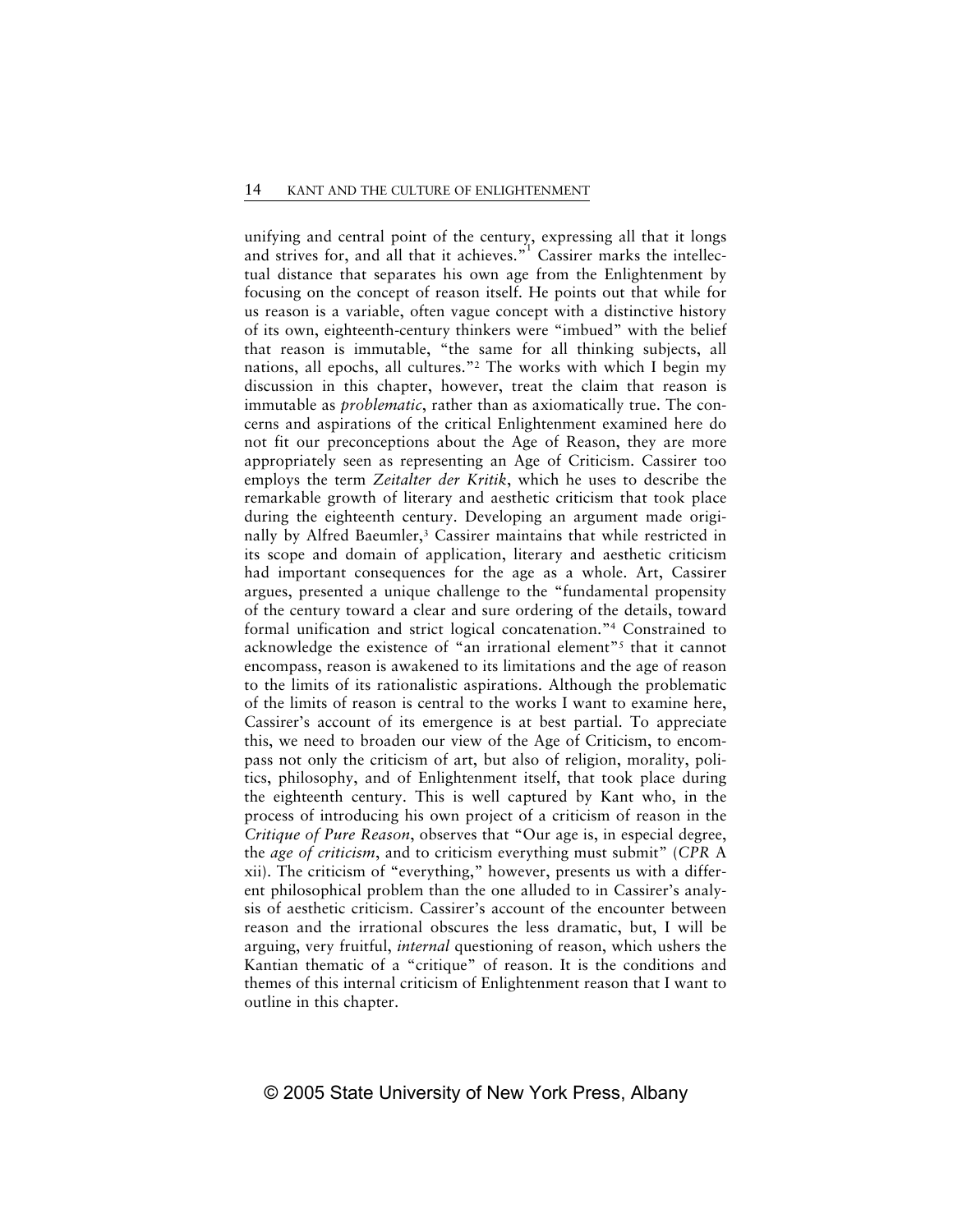unifying and central point of the century, expressing all that it longs and strives for, and all that it achieves."[1] Cassirer marks the intellectual distance that separates his own age from the Enlightenment by focusing on the concept of reason itself. He points out that while for us reason is a variable, often vague concept with a distinctive history of its own, eighteenth-century thinkers were "imbued" with the belief that reason is immutable, "the same for all thinking subjects, all nations, all epochs, all cultures."[2] The works with which I begin my discussion in this chapter, however, treat the claim that reason is immutable as *problematic*, rather than as axiomatically true. The concerns and aspirations of the critical Enlightenment examined here do not fit our preconceptions about the Age of Reason, they are more appropriately seen as representing an Age of Criticism. Cassirer too employs the term *Zeitalter der Kritik*, which he uses to describe the remarkable growth of literary and aesthetic criticism that took place during the eighteenth century. Developing an argument made originally by Alfred Baeumler,[3] Cassirer maintains that while restricted in its scope and domain of application, literary and aesthetic criticism had important consequences for the age as a whole. Art, Cassirer argues, presented a unique challenge to the "fundamental propensity of the century toward a clear and sure ordering of the details, toward formal unification and strict logical concatenation."[4] Constrained to acknowledge the existence of "an irrational element"[5] that it cannot encompass, reason is awakened to its limitations and the age of reason to the limits of its rationalistic aspirations. Although the problematic of the limits of reason is central to the works I want to examine here, Cassirer's account of its emergence is at best partial. To appreciate this, we need to broaden our view of the Age of Criticism, to encompass not only the criticism of art, but also of religion, morality, politics, philosophy, and of Enlightenment itself, that took place during the eighteenth century. This is well captured by Kant who, in the process of introducing his own project of a criticism of reason in the *Critique of Pure Reason*, observes that "Our age is, in especial degree, the *age of criticism*, and to criticism everything must submit" (*CPR* A xii). The criticism of "everything," however, presents us with a different philosophical problem than the one alluded to in Cassirer's analysis of aesthetic criticism. Cassirer's account of the encounter between reason and the irrational obscures the less dramatic, but, I will be arguing, very fruitful, *internal* questioning of reason, which ushers the Kantian thematic of a "critique" of reason. It is the conditions and themes of this internal criticism of Enlightenment reason that I want to outline in this chapter.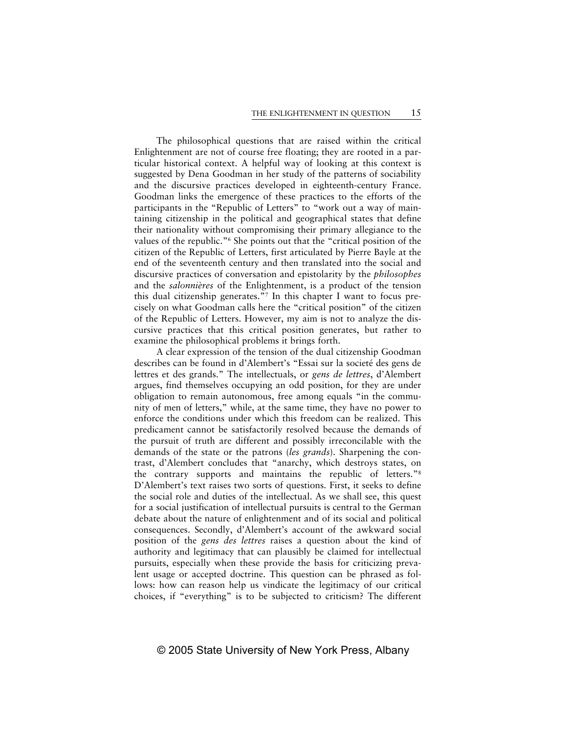The philosophical questions that are raised within the critical Enlightenment are not of course free floating; they are rooted in a particular historical context. A helpful way of looking at this context is suggested by Dena Goodman in her study of the patterns of sociability and the discursive practices developed in eighteenth-century France. Goodman links the emergence of these practices to the efforts of the participants in the "Republic of Letters" to "work out a way of maintaining citizenship in the political and geographical states that define their nationality without compromising their primary allegiance to the values of the republic."[6] She points out that the "critical position of the citizen of the Republic of Letters, first articulated by Pierre Bayle at the end of the seventeenth century and then translated into the social and discursive practices of conversation and epistolarity by the *philosophes* and the *salonnières* of the Enlightenment, is a product of the tension this dual citizenship generates."[7] In this chapter I want to focus precisely on what Goodman calls here the "critical position" of the citizen of the Republic of Letters. However, my aim is not to analyze the discursive practices that this critical position generates, but rather to examine the philosophical problems it brings forth.

A clear expression of the tension of the dual citizenship Goodman describes can be found in d'Alembert's "Essai sur la societé des gens de lettres et des grands." The intellectuals, or *gens de lettres*, d'Alembert argues, find themselves occupying an odd position, for they are under obligation to remain autonomous, free among equals "in the community of men of letters," while, at the same time, they have no power to enforce the conditions under which this freedom can be realized. This predicament cannot be satisfactorily resolved because the demands of the pursuit of truth are different and possibly irreconcilable with the demands of the state or the patrons (*les grands*). Sharpening the contrast, d'Alembert concludes that "anarchy, which destroys states, on the contrary supports and maintains the republic of letters."[8] D'Alembert's text raises two sorts of questions. First, it seeks to define the social role and duties of the intellectual. As we shall see, this quest for a social justification of intellectual pursuits is central to the German debate about the nature of enlightenment and of its social and political consequences. Secondly, d'Alembert's account of the awkward social position of the *gens des lettres* raises a question about the kind of authority and legitimacy that can plausibly be claimed for intellectual pursuits, especially when these provide the basis for criticizing prevalent usage or accepted doctrine. This question can be phrased as follows: how can reason help us vindicate the legitimacy of our critical choices, if "everything" is to be subjected to criticism? The different

© 2005 State University of New York Press, Albany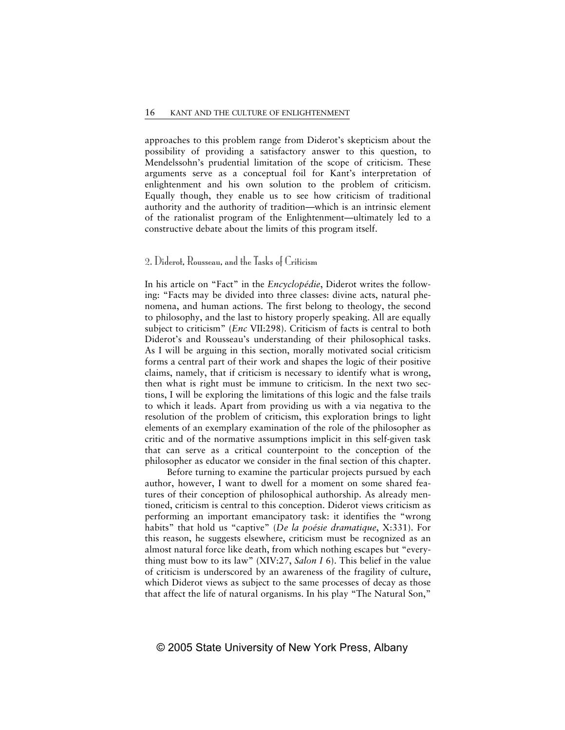approaches to this problem range from Diderot's skepticism about the possibility of providing a satisfactory answer to this question, to Mendelssohn's prudential limitation of the scope of criticism. These arguments serve as a conceptual foil for Kant's interpretation of enlightenment and his own solution to the problem of criticism. Equally though, they enable us to see how criticism of traditional authority and the authority of tradition—which is an intrinsic element of the rationalist program of the Enlightenment—ultimately led to a constructive debate about the limits of this program itself.

## 2. Diderot, Rousseau, and the Tasks of Criticism

In his article on "Fact" in the *Encyclopédie*, Diderot writes the following: "Facts may be divided into three classes: divine acts, natural phenomena, and human actions. The first belong to theology, the second to philosophy, and the last to history properly speaking. All are equally subject to criticism" (*Enc* VII:298). Criticism of facts is central to both Diderot's and Rousseau's understanding of their philosophical tasks. As I will be arguing in this section, morally motivated social criticism forms a central part of their work and shapes the logic of their positive claims, namely, that if criticism is necessary to identify what is wrong, then what is right must be immune to criticism. In the next two sections, I will be exploring the limitations of this logic and the false trails to which it leads. Apart from providing us with a via negativa to the resolution of the problem of criticism, this exploration brings to light elements of an exemplary examination of the role of the philosopher as critic and of the normative assumptions implicit in this self-given task that can serve as a critical counterpoint to the conception of the philosopher as educator we consider in the final section of this chapter.

Before turning to examine the particular projects pursued by each author, however, I want to dwell for a moment on some shared features of their conception of philosophical authorship. As already mentioned, criticism is central to this conception. Diderot views criticism as performing an important emancipatory task: it identifies the "wrong habits" that hold us "captive" (*De la poésie dramatique*, X:331). For this reason, he suggests elsewhere, criticism must be recognized as an almost natural force like death, from which nothing escapes but "everything must bow to its law" (XIV:27, *Salon I* 6). This belief in the value of criticism is underscored by an awareness of the fragility of culture, which Diderot views as subject to the same processes of decay as those that affect the life of natural organisms. In his play "The Natural Son,"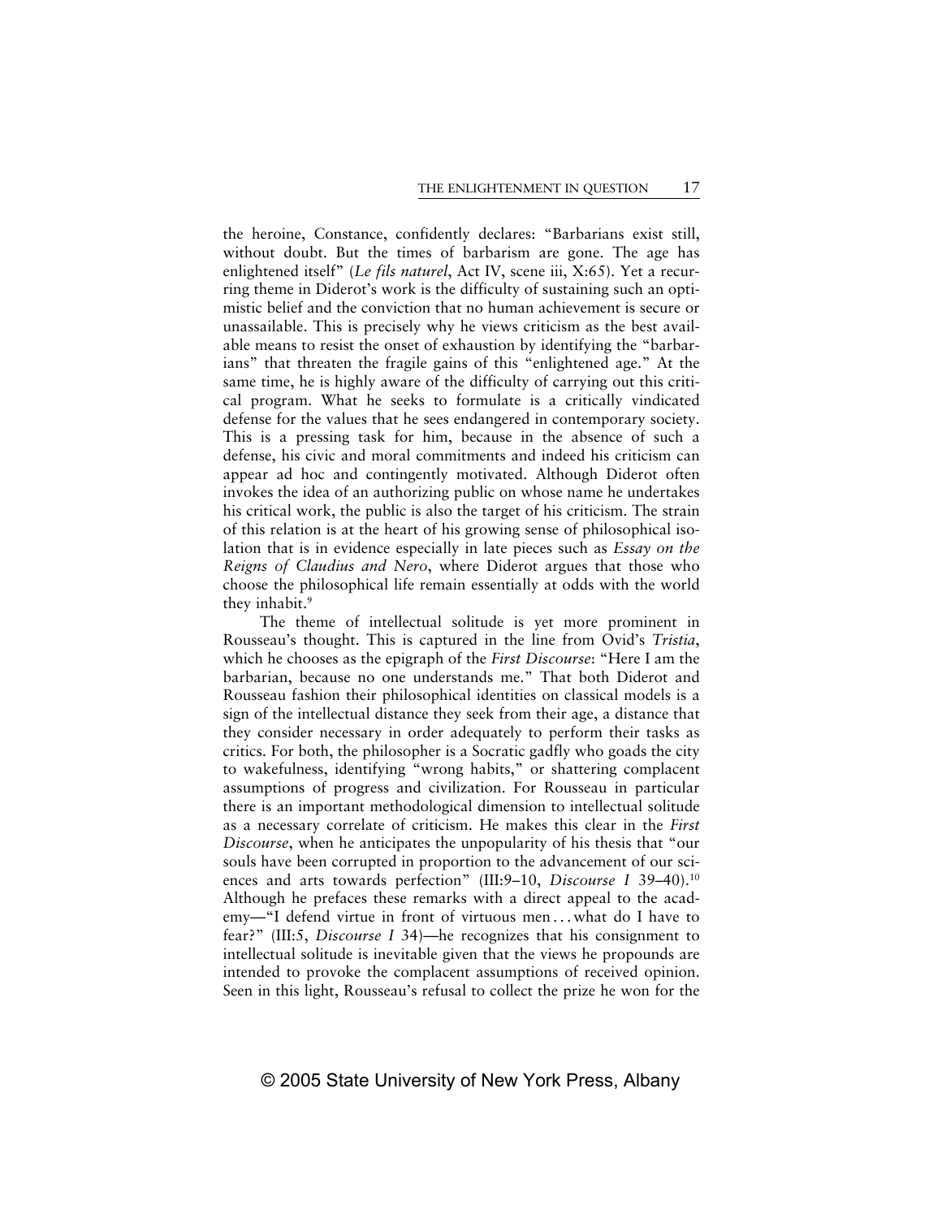the heroine, Constance, confidently declares: "Barbarians exist still, without doubt. But the times of barbarism are gone. The age has enlightened itself" (*Le fils naturel*, Act IV, scene iii, X:65). Yet a recurring theme in Diderot's work is the difficulty of sustaining such an optimistic belief and the conviction that no human achievement is secure or unassailable. This is precisely why he views criticism as the best available means to resist the onset of exhaustion by identifying the "barbarians" that threaten the fragile gains of this "enlightened age." At the same time, he is highly aware of the difficulty of carrying out this critical program. What he seeks to formulate is a critically vindicated defense for the values that he sees endangered in contemporary society. This is a pressing task for him, because in the absence of such a defense, his civic and moral commitments and indeed his criticism can appear ad hoc and contingently motivated. Although Diderot often invokes the idea of an authorizing public on whose name he undertakes his critical work, the public is also the target of his criticism. The strain of this relation is at the heart of his growing sense of philosophical isolation that is in evidence especially in late pieces such as *Essay on the Reigns of Claudius and Nero*, where Diderot argues that those who choose the philosophical life remain essentially at odds with the world they inhabit.[9]

The theme of intellectual solitude is yet more prominent in Rousseau's thought. This is captured in the line from Ovid's *Tristia*, which he chooses as the epigraph of the *First Discourse*: "Here I am the barbarian, because no one understands me." That both Diderot and Rousseau fashion their philosophical identities on classical models is a sign of the intellectual distance they seek from their age, a distance that they consider necessary in order adequately to perform their tasks as critics. For both, the philosopher is a Socratic gadfly who goads the city to wakefulness, identifying "wrong habits," or shattering complacent assumptions of progress and civilization. For Rousseau in particular there is an important methodological dimension to intellectual solitude as a necessary correlate of criticism. He makes this clear in the *First Discourse*, when he anticipates the unpopularity of his thesis that "our souls have been corrupted in proportion to the advancement of our sciences and arts towards perfection" (III:9–10, *Discourse I* 39–40).[10] Although he prefaces these remarks with a direct appeal to the academy—"I defend virtue in front of virtuous men . . . what do I have to fear?" (III:5, *Discourse I* 34)—he recognizes that his consignment to intellectual solitude is inevitable given that the views he propounds are intended to provoke the complacent assumptions of received opinion. Seen in this light, Rousseau's refusal to collect the prize he won for the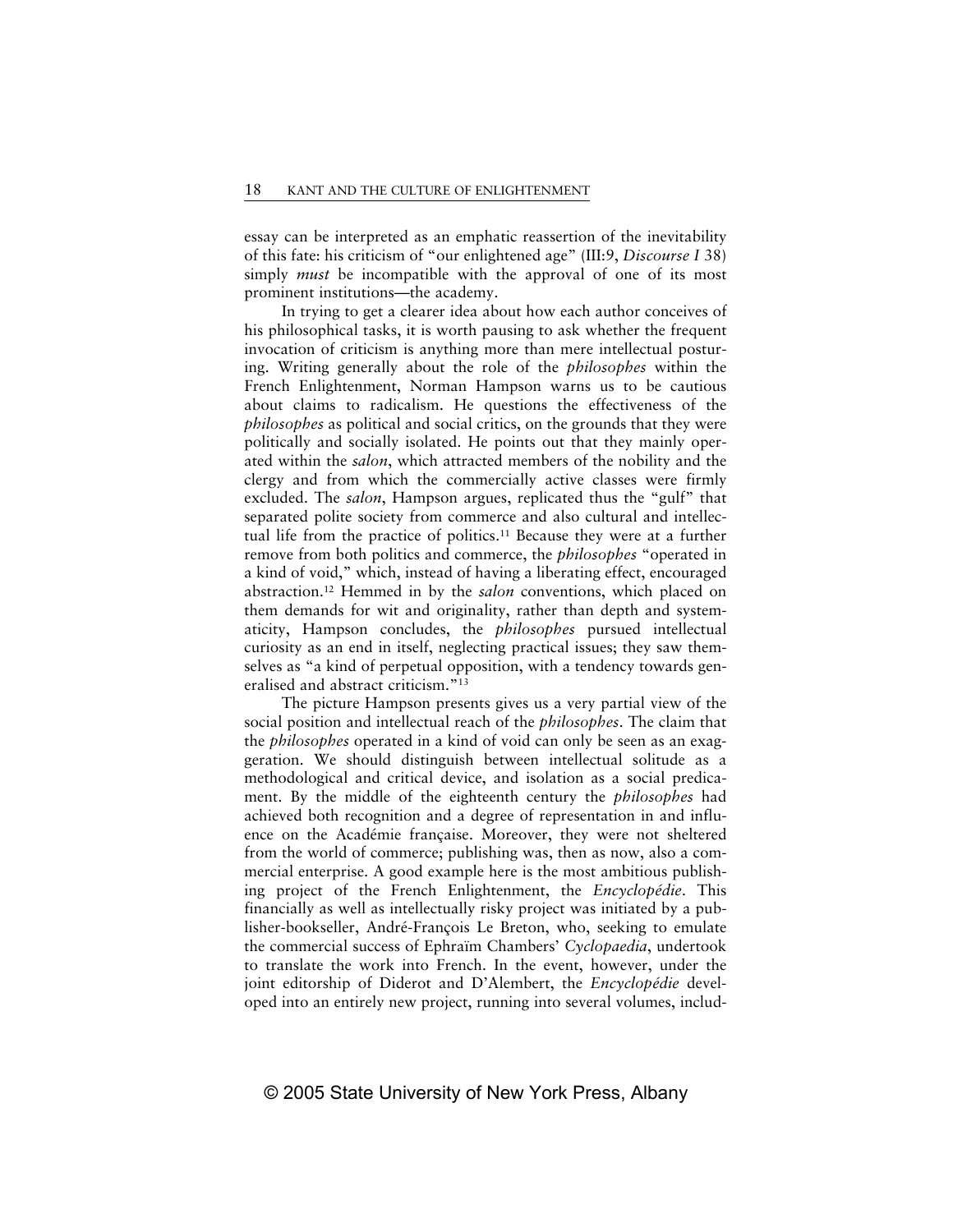essay can be interpreted as an emphatic reassertion of the inevitability of this fate: his criticism of "our enlightened age" (III:9, *Discourse I* 38) simply *must* be incompatible with the approval of one of its most prominent institutions—the academy.

In trying to get a clearer idea about how each author conceives of his philosophical tasks, it is worth pausing to ask whether the frequent invocation of criticism is anything more than mere intellectual posturing. Writing generally about the role of the *philosophes* within the French Enlightenment, Norman Hampson warns us to be cautious about claims to radicalism. He questions the effectiveness of the *philosophes* as political and social critics, on the grounds that they were politically and socially isolated. He points out that they mainly operated within the *salon*, which attracted members of the nobility and the clergy and from which the commercially active classes were firmly excluded. The *salon*, Hampson argues, replicated thus the "gulf" that separated polite society from commerce and also cultural and intellectual life from the practice of politics.[11] Because they were at a further remove from both politics and commerce, the *philosophes* "operated in a kind of void," which, instead of having a liberating effect, encouraged abstraction.[12] Hemmed in by the *salon* conventions, which placed on them demands for wit and originality, rather than depth and systematicity, Hampson concludes, the *philosophes* pursued intellectual curiosity as an end in itself, neglecting practical issues; they saw themselves as "a kind of perpetual opposition, with a tendency towards generalised and abstract criticism."[13]

The picture Hampson presents gives us a very partial view of the social position and intellectual reach of the *philosophes*. The claim that the *philosophes* operated in a kind of void can only be seen as an exaggeration. We should distinguish between intellectual solitude as a methodological and critical device, and isolation as a social predicament. By the middle of the eighteenth century the *philosophes* had achieved both recognition and a degree of representation in and influence on the Académie française. Moreover, they were not sheltered from the world of commerce; publishing was, then as now, also a commercial enterprise. A good example here is the most ambitious publishing project of the French Enlightenment, the *Encyclopédie*. This financially as well as intellectually risky project was initiated by a publisher-bookseller, André-François Le Breton, who, seeking to emulate the commercial success of Ephraïm Chambers' *Cyclopaedia*, undertook to translate the work into French. In the event, however, under the joint editorship of Diderot and D'Alembert, the *Encyclopédie* developed into an entirely new project, running into several volumes, includ-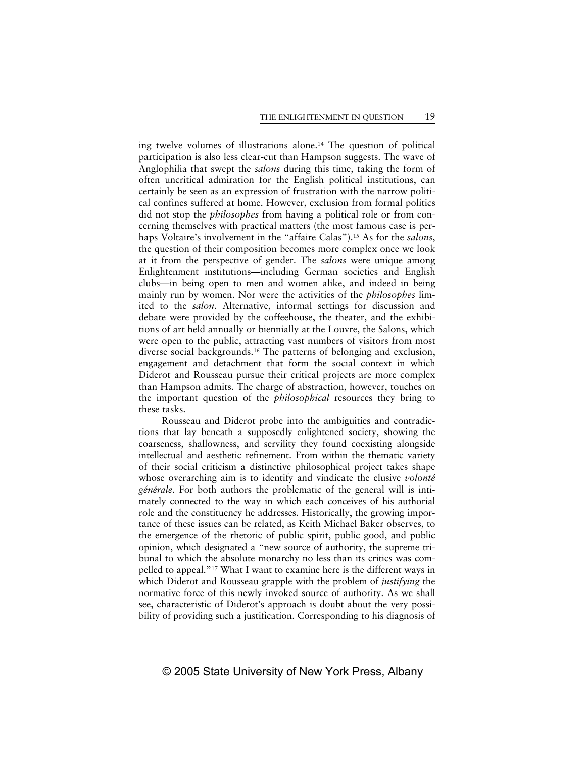ing twelve volumes of illustrations alone.[14] The question of political participation is also less clear-cut than Hampson suggests. The wave of Anglophilia that swept the *salons* during this time, taking the form of often uncritical admiration for the English political institutions, can certainly be seen as an expression of frustration with the narrow political confines suffered at home. However, exclusion from formal politics did not stop the *philosophes* from having a political role or from concerning themselves with practical matters (the most famous case is perhaps Voltaire's involvement in the "affaire Calas").[15] As for the *salons*, the question of their composition becomes more complex once we look at it from the perspective of gender. The *salons* were unique among Enlightenment institutions—including German societies and English clubs—in being open to men and women alike, and indeed in being mainly run by women. Nor were the activities of the *philosophes* limited to the *salon*. Alternative, informal settings for discussion and debate were provided by the coffeehouse, the theater, and the exhibitions of art held annually or biennially at the Louvre, the Salons, which were open to the public, attracting vast numbers of visitors from most diverse social backgrounds.[16] The patterns of belonging and exclusion, engagement and detachment that form the social context in which Diderot and Rousseau pursue their critical projects are more complex than Hampson admits. The charge of abstraction, however, touches on the important question of the *philosophical* resources they bring to these tasks.

Rousseau and Diderot probe into the ambiguities and contradictions that lay beneath a supposedly enlightened society, showing the coarseness, shallowness, and servility they found coexisting alongside intellectual and aesthetic refinement. From within the thematic variety of their social criticism a distinctive philosophical project takes shape whose overarching aim is to identify and vindicate the elusive *volonté générale*. For both authors the problematic of the general will is intimately connected to the way in which each conceives of his authorial role and the constituency he addresses. Historically, the growing importance of these issues can be related, as Keith Michael Baker observes, to the emergence of the rhetoric of public spirit, public good, and public opinion, which designated a "new source of authority, the supreme tribunal to which the absolute monarchy no less than its critics was compelled to appeal."[17] What I want to examine here is the different ways in which Diderot and Rousseau grapple with the problem of *justifying* the normative force of this newly invoked source of authority. As we shall see, characteristic of Diderot's approach is doubt about the very possibility of providing such a justification. Corresponding to his diagnosis of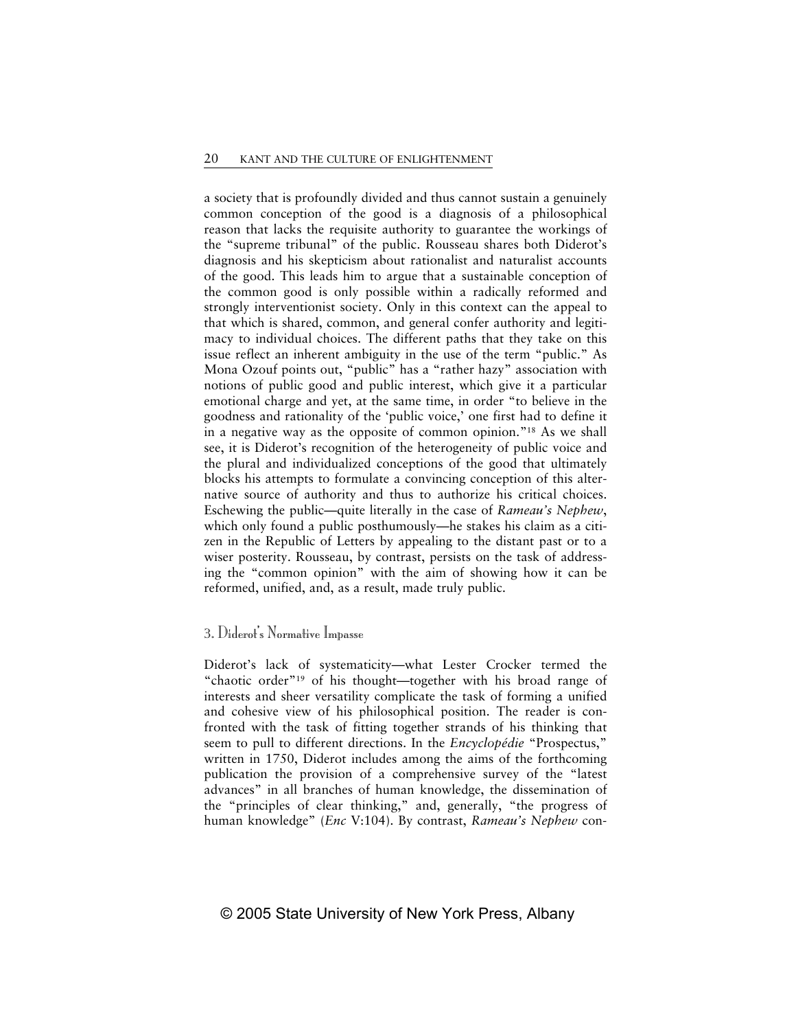a society that is profoundly divided and thus cannot sustain a genuinely common conception of the good is a diagnosis of a philosophical reason that lacks the requisite authority to guarantee the workings of the "supreme tribunal" of the public. Rousseau shares both Diderot's diagnosis and his skepticism about rationalist and naturalist accounts of the good. This leads him to argue that a sustainable conception of the common good is only possible within a radically reformed and strongly interventionist society. Only in this context can the appeal to that which is shared, common, and general confer authority and legitimacy to individual choices. The different paths that they take on this issue reflect an inherent ambiguity in the use of the term "public." As Mona Ozouf points out, "public" has a "rather hazy" association with notions of public good and public interest, which give it a particular emotional charge and yet, at the same time, in order "to believe in the goodness and rationality of the 'public voice,' one first had to define it in a negative way as the opposite of common opinion."[18] As we shall see, it is Diderot's recognition of the heterogeneity of public voice and the plural and individualized conceptions of the good that ultimately blocks his attempts to formulate a convincing conception of this alternative source of authority and thus to authorize his critical choices. Eschewing the public—quite literally in the case of *Rameau's Nephew*, which only found a public posthumously—he stakes his claim as a citizen in the Republic of Letters by appealing to the distant past or to a wiser posterity. Rousseau, by contrast, persists on the task of addressing the "common opinion" with the aim of showing how it can be reformed, unified, and, as a result, made truly public.

## 3. Diderot's Normative Impasse

Diderot's lack of systematicity—what Lester Crocker termed the "chaotic order"[19] of his thought—together with his broad range of interests and sheer versatility complicate the task of forming a unified and cohesive view of his philosophical position. The reader is confronted with the task of fitting together strands of his thinking that seem to pull to different directions. In the *Encyclopédie* "Prospectus," written in 1750, Diderot includes among the aims of the forthcoming publication the provision of a comprehensive survey of the "latest advances" in all branches of human knowledge, the dissemination of the "principles of clear thinking," and, generally, "the progress of human knowledge" (*Enc* V:104). By contrast, *Rameau's Nephew* con-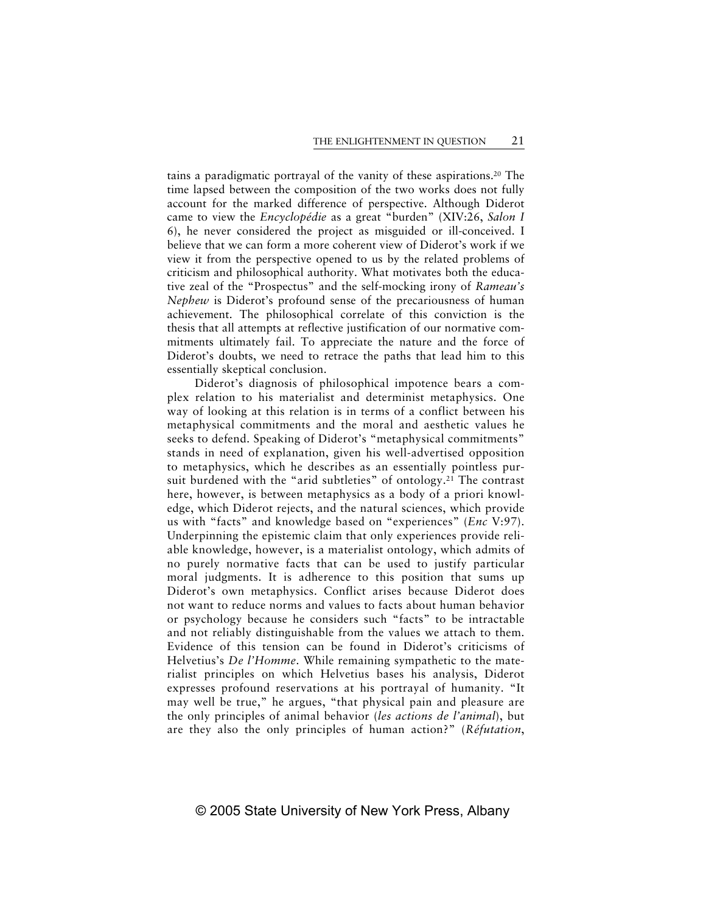tains a paradigmatic portrayal of the vanity of these aspirations.[20] The time lapsed between the composition of the two works does not fully account for the marked difference of perspective. Although Diderot came to view the *Encyclopédie* as a great "burden" (XIV:26, *Salon I* 6), he never considered the project as misguided or ill-conceived. I believe that we can form a more coherent view of Diderot's work if we view it from the perspective opened to us by the related problems of criticism and philosophical authority. What motivates both the educative zeal of the "Prospectus" and the self-mocking irony of *Rameau's Nephew* is Diderot's profound sense of the precariousness of human achievement. The philosophical correlate of this conviction is the thesis that all attempts at reflective justification of our normative commitments ultimately fail. To appreciate the nature and the force of Diderot's doubts, we need to retrace the paths that lead him to this essentially skeptical conclusion.

Diderot's diagnosis of philosophical impotence bears a complex relation to his materialist and determinist metaphysics. One way of looking at this relation is in terms of a conflict between his metaphysical commitments and the moral and aesthetic values he seeks to defend. Speaking of Diderot's "metaphysical commitments" stands in need of explanation, given his well-advertised opposition to metaphysics, which he describes as an essentially pointless pursuit burdened with the "arid subtleties" of ontology.[21] The contrast here, however, is between metaphysics as a body of a priori knowledge, which Diderot rejects, and the natural sciences, which provide us with "facts" and knowledge based on "experiences" (*Enc* V:97). Underpinning the epistemic claim that only experiences provide reliable knowledge, however, is a materialist ontology, which admits of no purely normative facts that can be used to justify particular moral judgments. It is adherence to this position that sums up Diderot's own metaphysics. Conflict arises because Diderot does not want to reduce norms and values to facts about human behavior or psychology because he considers such "facts" to be intractable and not reliably distinguishable from the values we attach to them. Evidence of this tension can be found in Diderot's criticisms of Helvetius's *De l'Homme*. While remaining sympathetic to the materialist principles on which Helvetius bases his analysis, Diderot expresses profound reservations at his portrayal of humanity. "It may well be true," he argues, "that physical pain and pleasure are the only principles of animal behavior (*les actions de l'animal*), but are they also the only principles of human action?" (*Réfutation*,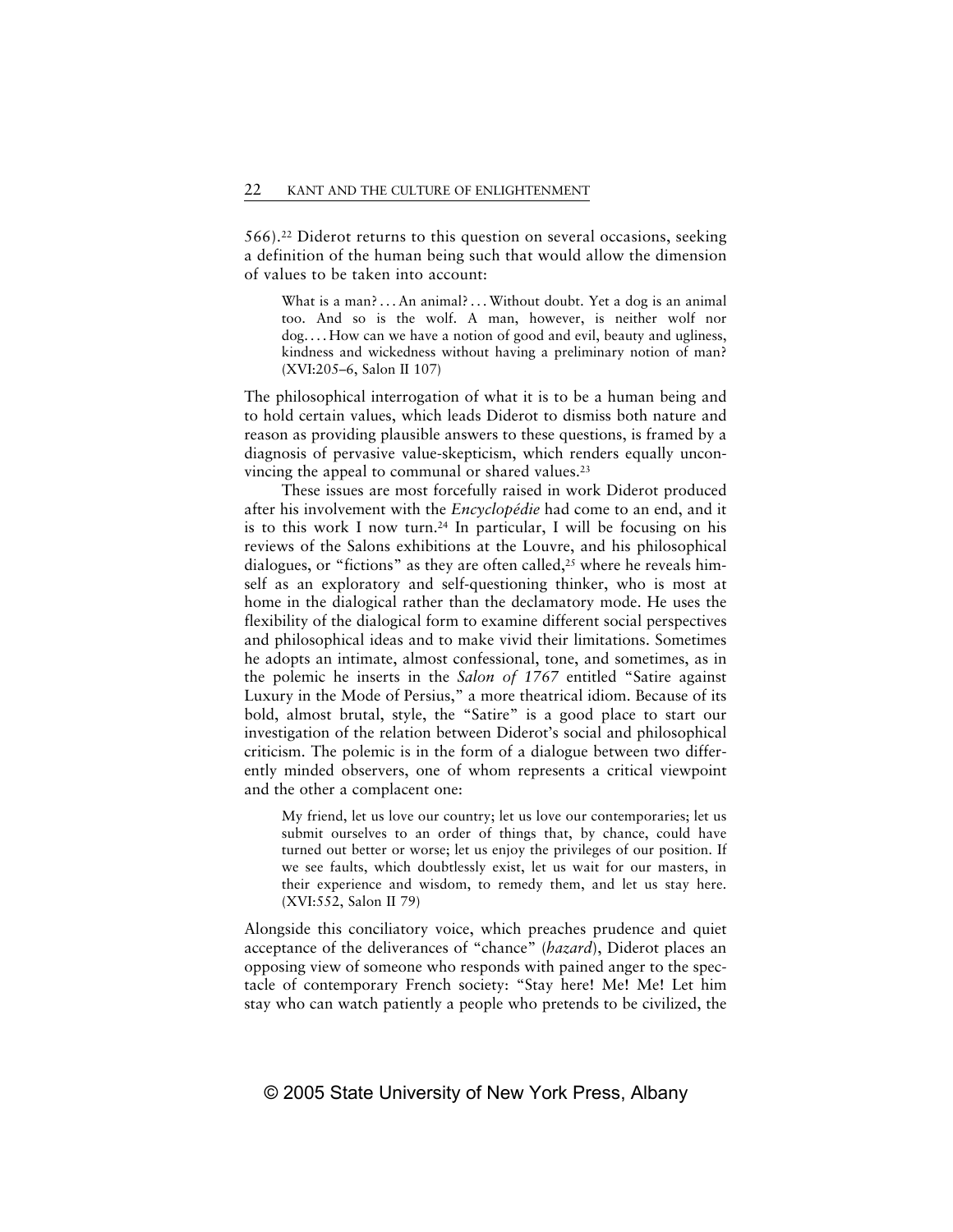566).[22] Diderot returns to this question on several occasions, seeking a definition of the human being such that would allow the dimension of values to be taken into account:

> What is a man? . . . An animal? . . . Without doubt. Yet a dog is an animal too. And so is the wolf. A man, however, is neither wolf nor dog. . . . How can we have a notion of good and evil, beauty and ugliness, kindness and wickedness without having a preliminary notion of man? (XVI:205–6, Salon II 107)

The philosophical interrogation of what it is to be a human being and to hold certain values, which leads Diderot to dismiss both nature and reason as providing plausible answers to these questions, is framed by a diagnosis of pervasive value-skepticism, which renders equally unconvincing the appeal to communal or shared values.[23]

These issues are most forcefully raised in work Diderot produced after his involvement with the *Encyclopédie* had come to an end, and it is to this work I now turn.[24] In particular, I will be focusing on his reviews of the Salons exhibitions at the Louvre, and his philosophical dialogues, or "fictions" as they are often called,[25] where he reveals himself as an exploratory and self-questioning thinker, who is most at home in the dialogical rather than the declamatory mode. He uses the flexibility of the dialogical form to examine different social perspectives and philosophical ideas and to make vivid their limitations. Sometimes he adopts an intimate, almost confessional, tone, and sometimes, as in the polemic he inserts in the *Salon of 1767* entitled "Satire against Luxury in the Mode of Persius," a more theatrical idiom. Because of its bold, almost brutal, style, the "Satire" is a good place to start our investigation of the relation between Diderot's social and philosophical criticism. The polemic is in the form of a dialogue between two differently minded observers, one of whom represents a critical viewpoint and the other a complacent one:

> My friend, let us love our country; let us love our contemporaries; let us submit ourselves to an order of things that, by chance, could have turned out better or worse; let us enjoy the privileges of our position. If we see faults, which doubtlessly exist, let us wait for our masters, in their experience and wisdom, to remedy them, and let us stay here. (XVI:552, Salon II 79)

Alongside this conciliatory voice, which preaches prudence and quiet acceptance of the deliverances of "chance" (*hazard*), Diderot places an opposing view of someone who responds with pained anger to the spectacle of contemporary French society: "Stay here! Me! Me! Let him stay who can watch patiently a people who pretends to be civilized, the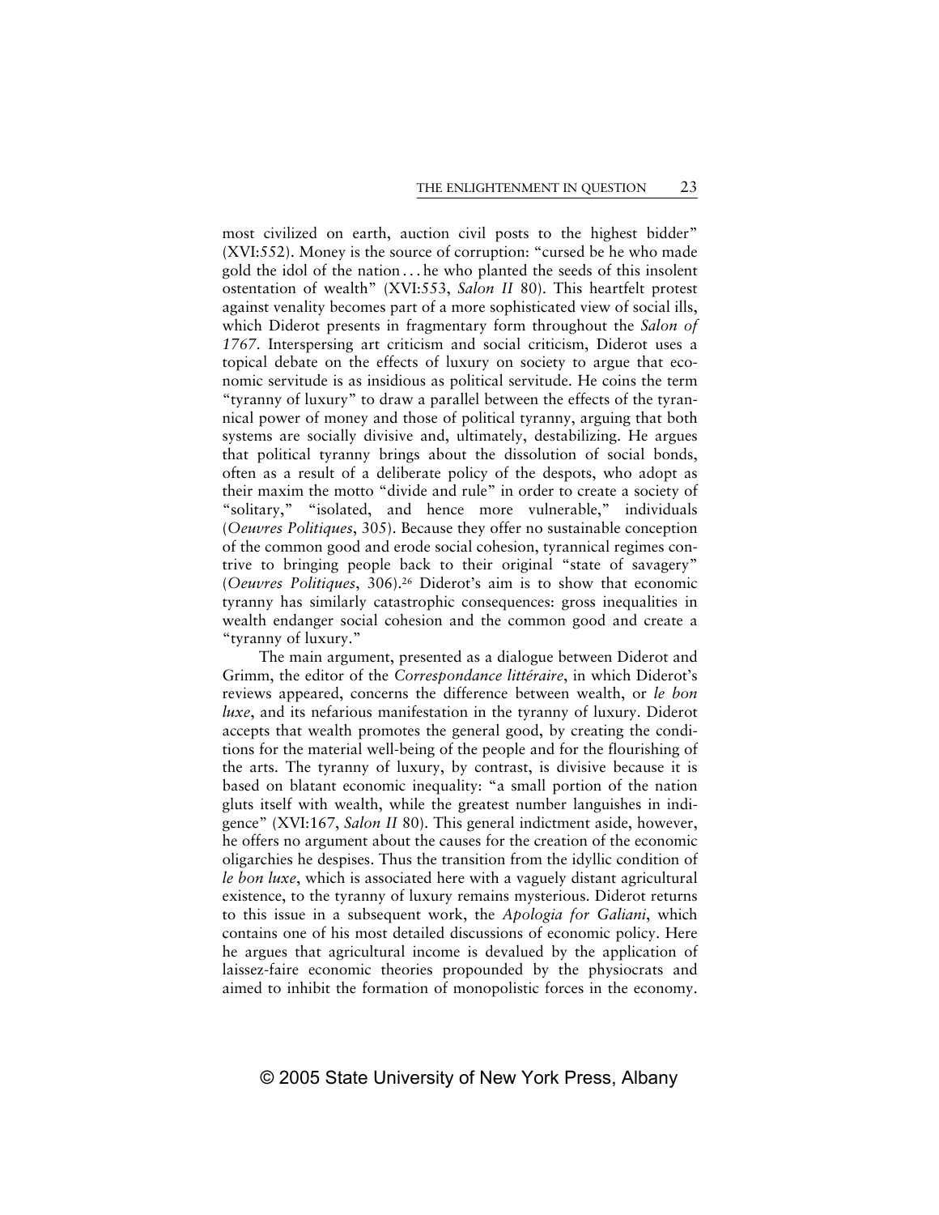most civilized on earth, auction civil posts to the highest bidder" (XVI:552). Money is the source of corruption: "cursed be he who made gold the idol of the nation . . . he who planted the seeds of this insolent ostentation of wealth" (XVI:553, *Salon II* 80). This heartfelt protest against venality becomes part of a more sophisticated view of social ills, which Diderot presents in fragmentary form throughout the *Salon of 1767*. Interspersing art criticism and social criticism, Diderot uses a topical debate on the effects of luxury on society to argue that economic servitude is as insidious as political servitude. He coins the term "tyranny of luxury" to draw a parallel between the effects of the tyrannical power of money and those of political tyranny, arguing that both systems are socially divisive and, ultimately, destabilizing. He argues that political tyranny brings about the dissolution of social bonds, often as a result of a deliberate policy of the despots, who adopt as their maxim the motto "divide and rule" in order to create a society of "solitary," "isolated, and hence more vulnerable," individuals (*Oeuvres Politiques*, 305). Because they offer no sustainable conception of the common good and erode social cohesion, tyrannical regimes contrive to bringing people back to their original "state of savagery" (*Oeuvres Politiques*, 306).[26] Diderot's aim is to show that economic tyranny has similarly catastrophic consequences: gross inequalities in wealth endanger social cohesion and the common good and create a "tyranny of luxury."

The main argument, presented as a dialogue between Diderot and Grimm, the editor of the *Correspondance littéraire*, in which Diderot's reviews appeared, concerns the difference between wealth, or *le bon luxe*, and its nefarious manifestation in the tyranny of luxury. Diderot accepts that wealth promotes the general good, by creating the conditions for the material well-being of the people and for the flourishing of the arts. The tyranny of luxury, by contrast, is divisive because it is based on blatant economic inequality: "a small portion of the nation gluts itself with wealth, while the greatest number languishes in indigence" (XVI:167, *Salon II* 80). This general indictment aside, however, he offers no argument about the causes for the creation of the economic oligarchies he despises. Thus the transition from the idyllic condition of *le bon luxe*, which is associated here with a vaguely distant agricultural existence, to the tyranny of luxury remains mysterious. Diderot returns to this issue in a subsequent work, the *Apologia for Galiani*, which contains one of his most detailed discussions of economic policy. Here he argues that agricultural income is devalued by the application of laissez-faire economic theories propounded by the physiocrats and aimed to inhibit the formation of monopolistic forces in the economy.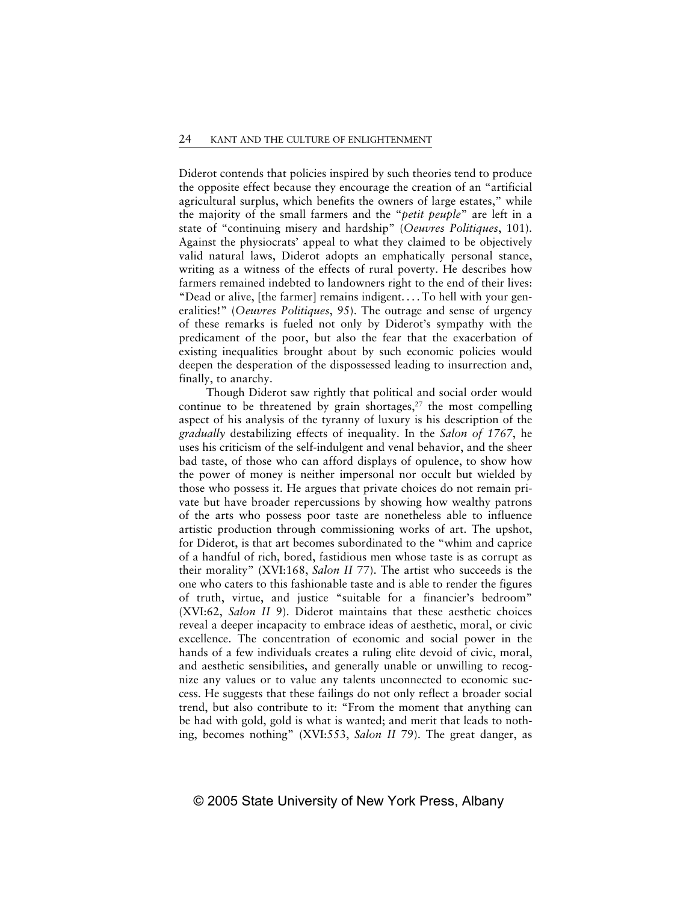Diderot contends that policies inspired by such theories tend to produce the opposite effect because they encourage the creation of an "artificial agricultural surplus, which benefits the owners of large estates," while the majority of the small farmers and the "*petit peuple*" are left in a state of "continuing misery and hardship" (*Oeuvres Politiques*, 101). Against the physiocrats' appeal to what they claimed to be objectively valid natural laws, Diderot adopts an emphatically personal stance, writing as a witness of the effects of rural poverty. He describes how farmers remained indebted to landowners right to the end of their lives: "Dead or alive, [the farmer] remains indigent. . . . To hell with your generalities!" (*Oeuvres Politiques*, 95). The outrage and sense of urgency of these remarks is fueled not only by Diderot's sympathy with the predicament of the poor, but also the fear that the exacerbation of existing inequalities brought about by such economic policies would deepen the desperation of the dispossessed leading to insurrection and, finally, to anarchy.

Though Diderot saw rightly that political and social order would continue to be threatened by grain shortages,[27] the most compelling aspect of his analysis of the tyranny of luxury is his description of the *gradually* destabilizing effects of inequality. In the *Salon of 1767*, he uses his criticism of the self-indulgent and venal behavior, and the sheer bad taste, of those who can afford displays of opulence, to show how the power of money is neither impersonal nor occult but wielded by those who possess it. He argues that private choices do not remain private but have broader repercussions by showing how wealthy patrons of the arts who possess poor taste are nonetheless able to influence artistic production through commissioning works of art. The upshot, for Diderot, is that art becomes subordinated to the "whim and caprice of a handful of rich, bored, fastidious men whose taste is as corrupt as their morality" (XVI:168, *Salon II* 77). The artist who succeeds is the one who caters to this fashionable taste and is able to render the figures of truth, virtue, and justice "suitable for a financier's bedroom" (XVI:62, *Salon II* 9). Diderot maintains that these aesthetic choices reveal a deeper incapacity to embrace ideas of aesthetic, moral, or civic excellence. The concentration of economic and social power in the hands of a few individuals creates a ruling elite devoid of civic, moral, and aesthetic sensibilities, and generally unable or unwilling to recognize any values or to value any talents unconnected to economic success. He suggests that these failings do not only reflect a broader social trend, but also contribute to it: "From the moment that anything can be had with gold, gold is what is wanted; and merit that leads to nothing, becomes nothing" (XVI:553, *Salon II* 79). The great danger, as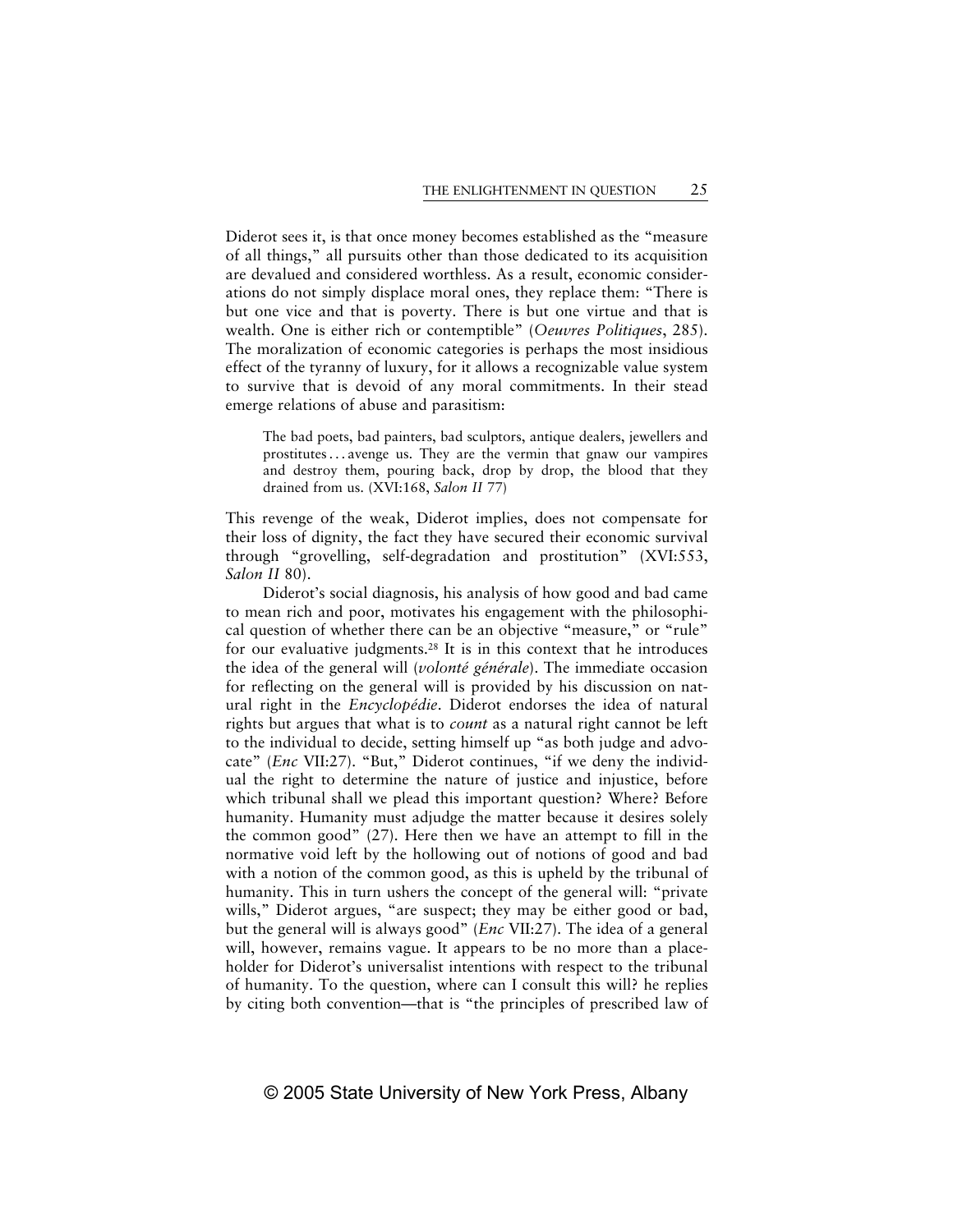Diderot sees it, is that once money becomes established as the "measure of all things," all pursuits other than those dedicated to its acquisition are devalued and considered worthless. As a result, economic considerations do not simply displace moral ones, they replace them: "There is but one vice and that is poverty. There is but one virtue and that is wealth. One is either rich or contemptible" (*Oeuvres Politiques*, 285). The moralization of economic categories is perhaps the most insidious effect of the tyranny of luxury, for it allows a recognizable value system to survive that is devoid of any moral commitments. In their stead emerge relations of abuse and parasitism:

> The bad poets, bad painters, bad sculptors, antique dealers, jewellers and prostitutes . . . avenge us. They are the vermin that gnaw our vampires and destroy them, pouring back, drop by drop, the blood that they drained from us. (XVI:168, *Salon II* 77)

This revenge of the weak, Diderot implies, does not compensate for their loss of dignity, the fact they have secured their economic survival through "grovelling, self-degradation and prostitution" (XVI:553, *Salon II* 80).

Diderot's social diagnosis, his analysis of how good and bad came to mean rich and poor, motivates his engagement with the philosophical question of whether there can be an objective "measure," or "rule" for our evaluative judgments.[28] It is in this context that he introduces the idea of the general will (*volonté générale*). The immediate occasion for reflecting on the general will is provided by his discussion on natural right in the *Encyclopédie*. Diderot endorses the idea of natural rights but argues that what is to *count* as a natural right cannot be left to the individual to decide, setting himself up "as both judge and advocate" (*Enc* VII:27). "But," Diderot continues, "if we deny the individual the right to determine the nature of justice and injustice, before which tribunal shall we plead this important question? Where? Before humanity. Humanity must adjudge the matter because it desires solely the common good" (27). Here then we have an attempt to fill in the normative void left by the hollowing out of notions of good and bad with a notion of the common good, as this is upheld by the tribunal of humanity. This in turn ushers the concept of the general will: "private wills," Diderot argues, "are suspect; they may be either good or bad, but the general will is always good" (*Enc* VII:27). The idea of a general will, however, remains vague. It appears to be no more than a placeholder for Diderot's universalist intentions with respect to the tribunal of humanity. To the question, where can I consult this will? he replies by citing both convention—that is "the principles of prescribed law of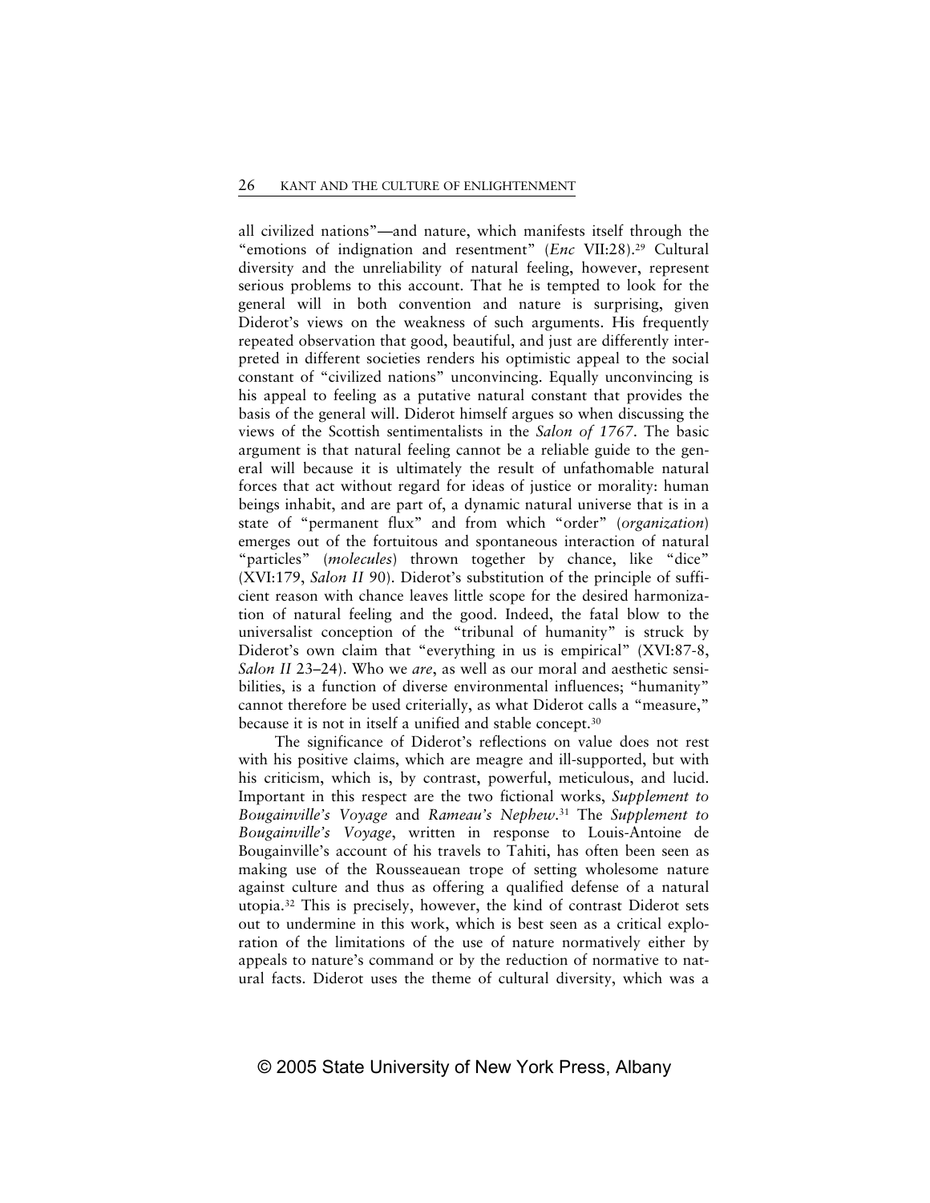all civilized nations"—and nature, which manifests itself through the "emotions of indignation and resentment" (*Enc* VII:28).[29] Cultural diversity and the unreliability of natural feeling, however, represent serious problems to this account. That he is tempted to look for the general will in both convention and nature is surprising, given Diderot's views on the weakness of such arguments. His frequently repeated observation that good, beautiful, and just are differently interpreted in different societies renders his optimistic appeal to the social constant of "civilized nations" unconvincing. Equally unconvincing is his appeal to feeling as a putative natural constant that provides the basis of the general will. Diderot himself argues so when discussing the views of the Scottish sentimentalists in the *Salon of 1767*. The basic argument is that natural feeling cannot be a reliable guide to the general will because it is ultimately the result of unfathomable natural forces that act without regard for ideas of justice or morality: human beings inhabit, and are part of, a dynamic natural universe that is in a state of "permanent flux" and from which "order" (*organization*) emerges out of the fortuitous and spontaneous interaction of natural "particles" (*molecules*) thrown together by chance, like "dice" (XVI:179, *Salon II* 90). Diderot's substitution of the principle of sufficient reason with chance leaves little scope for the desired harmonization of natural feeling and the good. Indeed, the fatal blow to the universalist conception of the "tribunal of humanity" is struck by Diderot's own claim that "everything in us is empirical" (XVI:87-8, *Salon II* 23–24). Who we *are*, as well as our moral and aesthetic sensibilities, is a function of diverse environmental influences; "humanity" cannot therefore be used criterially, as what Diderot calls a "measure," because it is not in itself a unified and stable concept.[30]

The significance of Diderot's reflections on value does not rest with his positive claims, which are meagre and ill-supported, but with his criticism, which is, by contrast, powerful, meticulous, and lucid. Important in this respect are the two fictional works, *Supplement to Bougainville's Voyage* and *Rameau's Nephew*.[31] The *Supplement to Bougainville's Voyage*, written in response to Louis-Antoine de Bougainville's account of his travels to Tahiti, has often been seen as making use of the Rousseauean trope of setting wholesome nature against culture and thus as offering a qualified defense of a natural utopia.[32] This is precisely, however, the kind of contrast Diderot sets out to undermine in this work, which is best seen as a critical exploration of the limitations of the use of nature normatively either by appeals to nature's command or by the reduction of normative to natural facts. Diderot uses the theme of cultural diversity, which was a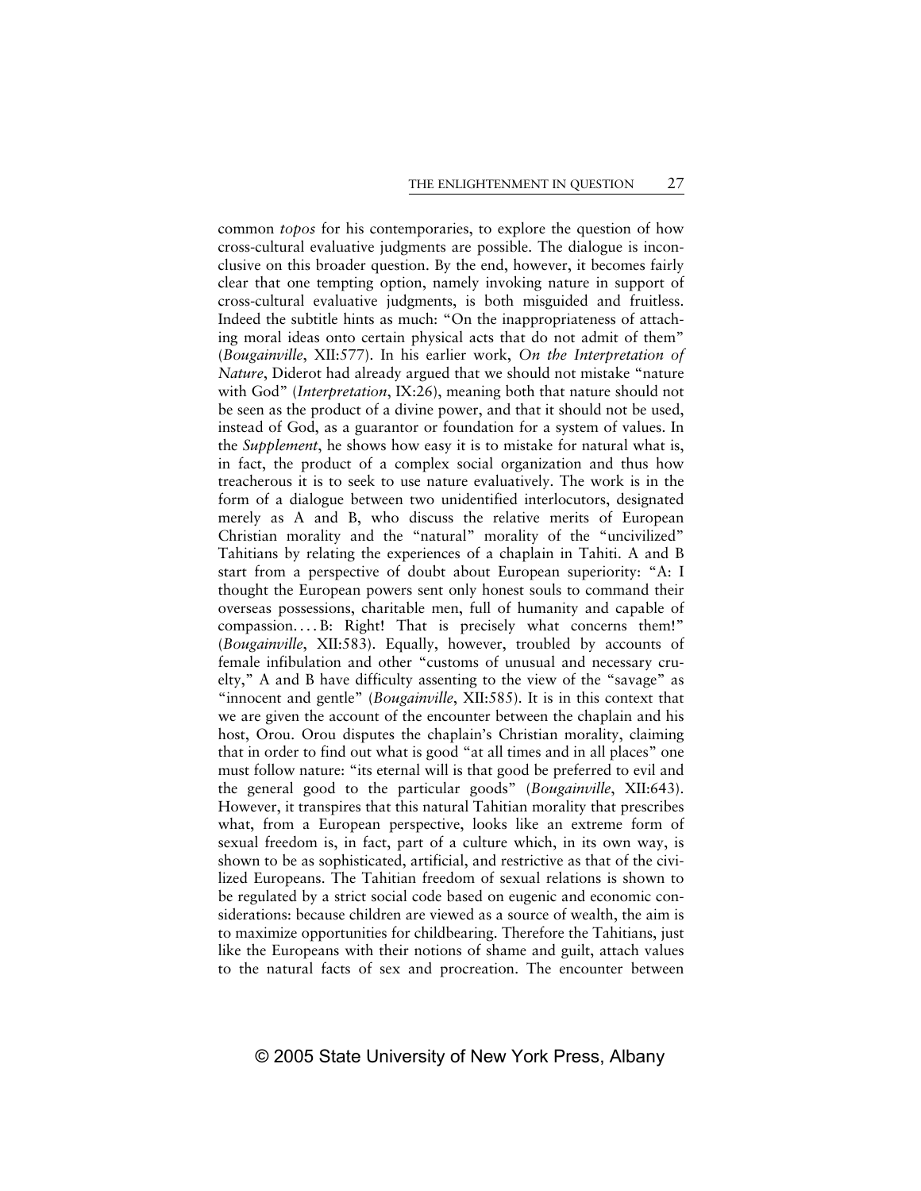common *topos* for his contemporaries, to explore the question of how cross-cultural evaluative judgments are possible. The dialogue is inconclusive on this broader question. By the end, however, it becomes fairly clear that one tempting option, namely invoking nature in support of cross-cultural evaluative judgments, is both misguided and fruitless. Indeed the subtitle hints as much: "On the inappropriateness of attaching moral ideas onto certain physical acts that do not admit of them" (*Bougainville*, XII:577). In his earlier work, *On the Interpretation of Nature*, Diderot had already argued that we should not mistake "nature with God" (*Interpretation*, IX:26), meaning both that nature should not be seen as the product of a divine power, and that it should not be used, instead of God, as a guarantor or foundation for a system of values. In the *Supplement*, he shows how easy it is to mistake for natural what is, in fact, the product of a complex social organization and thus how treacherous it is to seek to use nature evaluatively. The work is in the form of a dialogue between two unidentified interlocutors, designated merely as A and B, who discuss the relative merits of European Christian morality and the "natural" morality of the "uncivilized" Tahitians by relating the experiences of a chaplain in Tahiti. A and B start from a perspective of doubt about European superiority: "A: I thought the European powers sent only honest souls to command their overseas possessions, charitable men, full of humanity and capable of compassion. . . . B: Right! That is precisely what concerns them!" (*Bougainville*, XII:583). Equally, however, troubled by accounts of female infibulation and other "customs of unusual and necessary cruelty," A and B have difficulty assenting to the view of the "savage" as "innocent and gentle" (*Bougainville*, XII:585). It is in this context that we are given the account of the encounter between the chaplain and his host, Orou. Orou disputes the chaplain's Christian morality, claiming that in order to find out what is good "at all times and in all places" one must follow nature: "its eternal will is that good be preferred to evil and the general good to the particular goods" (*Bougainville*, XII:643). However, it transpires that this natural Tahitian morality that prescribes what, from a European perspective, looks like an extreme form of sexual freedom is, in fact, part of a culture which, in its own way, is shown to be as sophisticated, artificial, and restrictive as that of the civilized Europeans. The Tahitian freedom of sexual relations is shown to be regulated by a strict social code based on eugenic and economic considerations: because children are viewed as a source of wealth, the aim is to maximize opportunities for childbearing. Therefore the Tahitians, just like the Europeans with their notions of shame and guilt, attach values to the natural facts of sex and procreation. The encounter between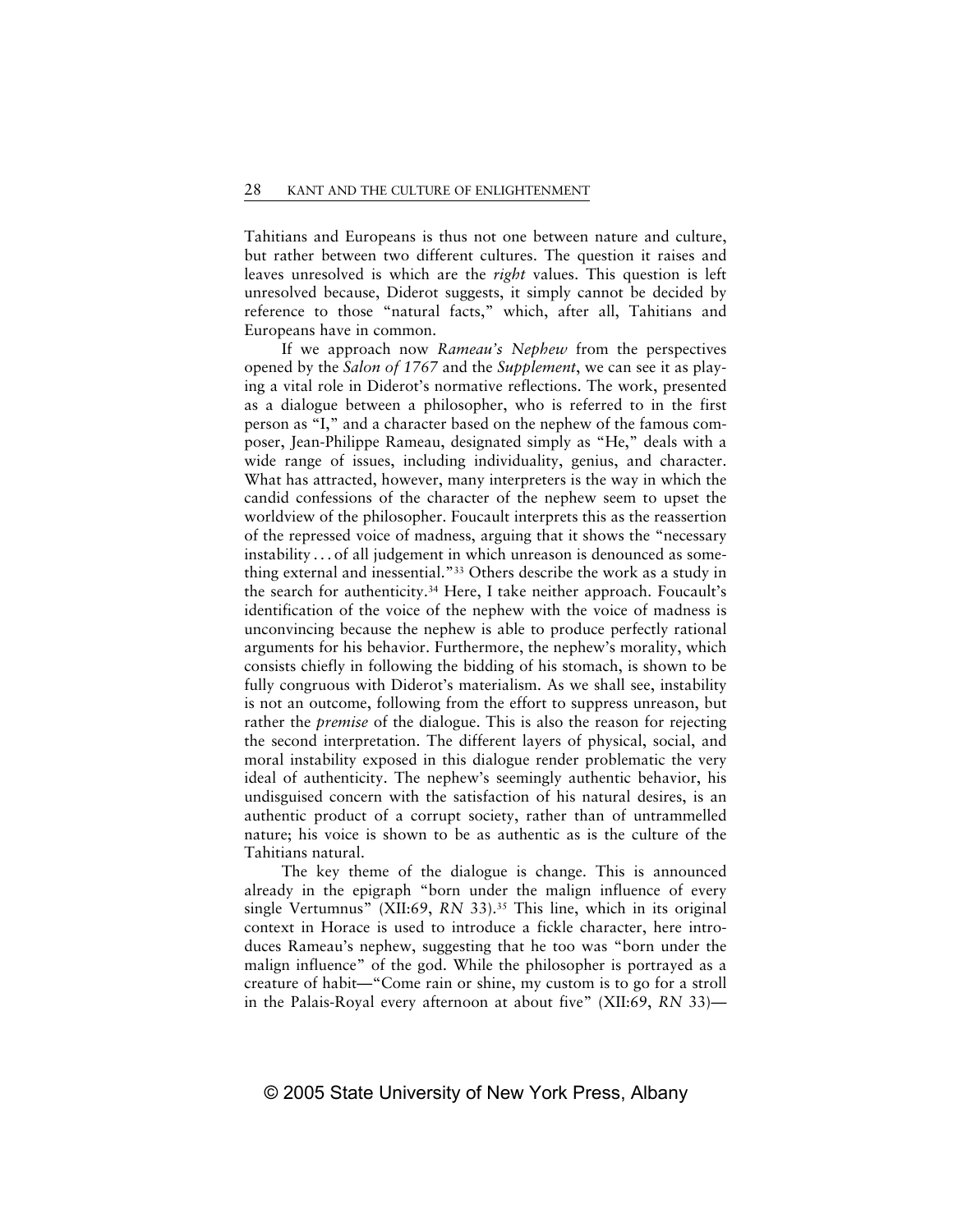Tahitians and Europeans is thus not one between nature and culture, but rather between two different cultures. The question it raises and leaves unresolved is which are the *right* values. This question is left unresolved because, Diderot suggests, it simply cannot be decided by reference to those "natural facts," which, after all, Tahitians and Europeans have in common.

If we approach now *Rameau's Nephew* from the perspectives opened by the *Salon of 1767* and the *Supplement*, we can see it as playing a vital role in Diderot's normative reflections. The work, presented as a dialogue between a philosopher, who is referred to in the first person as "I," and a character based on the nephew of the famous composer, Jean-Philippe Rameau, designated simply as "He," deals with a wide range of issues, including individuality, genius, and character. What has attracted, however, many interpreters is the way in which the candid confessions of the character of the nephew seem to upset the worldview of the philosopher. Foucault interprets this as the reassertion of the repressed voice of madness, arguing that it shows the "necessary instability . . . of all judgement in which unreason is denounced as something external and inessential."[33] Others describe the work as a study in the search for authenticity.[34] Here, I take neither approach. Foucault's identification of the voice of the nephew with the voice of madness is unconvincing because the nephew is able to produce perfectly rational arguments for his behavior. Furthermore, the nephew's morality, which consists chiefly in following the bidding of his stomach, is shown to be fully congruous with Diderot's materialism. As we shall see, instability is not an outcome, following from the effort to suppress unreason, but rather the *premise* of the dialogue. This is also the reason for rejecting the second interpretation. The different layers of physical, social, and moral instability exposed in this dialogue render problematic the very ideal of authenticity. The nephew's seemingly authentic behavior, his undisguised concern with the satisfaction of his natural desires, is an authentic product of a corrupt society, rather than of untrammelled nature; his voice is shown to be as authentic as is the culture of the Tahitians natural.

The key theme of the dialogue is change. This is announced already in the epigraph "born under the malign influence of every single Vertumnus" (XII:69, *RN* 33).[35] This line, which in its original context in Horace is used to introduce a fickle character, here introduces Rameau's nephew, suggesting that he too was "born under the malign influence" of the god. While the philosopher is portrayed as a creature of habit—"Come rain or shine, my custom is to go for a stroll in the Palais-Royal every afternoon at about five" (XII:69, *RN* 33)—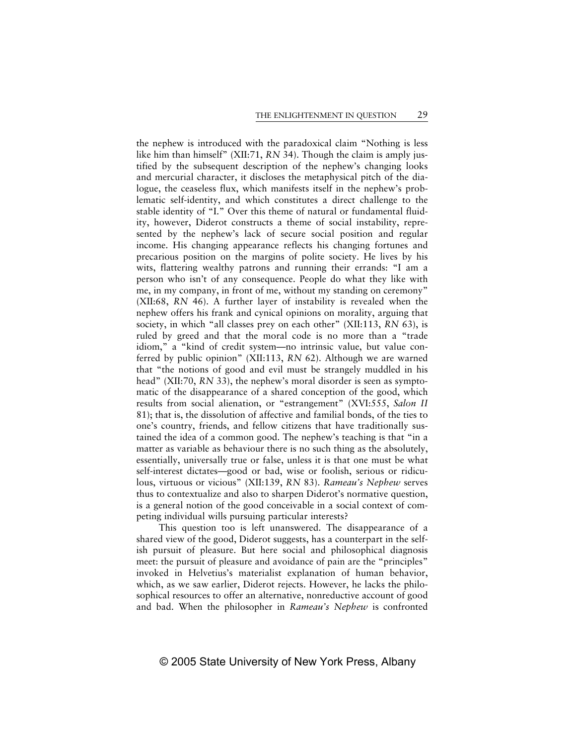the nephew is introduced with the paradoxical claim "Nothing is less like him than himself" (XII:71, *RN* 34). Though the claim is amply justified by the subsequent description of the nephew's changing looks and mercurial character, it discloses the metaphysical pitch of the dialogue, the ceaseless flux, which manifests itself in the nephew's problematic self-identity, and which constitutes a direct challenge to the stable identity of "I." Over this theme of natural or fundamental fluidity, however, Diderot constructs a theme of social instability, represented by the nephew's lack of secure social position and regular income. His changing appearance reflects his changing fortunes and precarious position on the margins of polite society. He lives by his wits, flattering wealthy patrons and running their errands: "I am a person who isn't of any consequence. People do what they like with me, in my company, in front of me, without my standing on ceremony" (XII:68, *RN* 46). A further layer of instability is revealed when the nephew offers his frank and cynical opinions on morality, arguing that society, in which "all classes prey on each other" (XII:113, *RN* 63), is ruled by greed and that the moral code is no more than a "trade idiom," a "kind of credit system—no intrinsic value, but value conferred by public opinion" (XII:113, *RN* 62). Although we are warned that "the notions of good and evil must be strangely muddled in his head" (XII:70, *RN* 33), the nephew's moral disorder is seen as symptomatic of the disappearance of a shared conception of the good, which results from social alienation, or "estrangement" (XVI:555, *Salon II* 81); that is, the dissolution of affective and familial bonds, of the ties to one's country, friends, and fellow citizens that have traditionally sustained the idea of a common good. The nephew's teaching is that "in a matter as variable as behaviour there is no such thing as the absolutely, essentially, universally true or false, unless it is that one must be what self-interest dictates—good or bad, wise or foolish, serious or ridiculous, virtuous or vicious" (XII:139, *RN* 83). *Rameau's Nephew* serves thus to contextualize and also to sharpen Diderot's normative question, is a general notion of the good conceivable in a social context of competing individual wills pursuing particular interests?

This question too is left unanswered. The disappearance of a shared view of the good, Diderot suggests, has a counterpart in the selfish pursuit of pleasure. But here social and philosophical diagnosis meet: the pursuit of pleasure and avoidance of pain are the "principles" invoked in Helvetius's materialist explanation of human behavior, which, as we saw earlier, Diderot rejects. However, he lacks the philosophical resources to offer an alternative, nonreductive account of good and bad. When the philosopher in *Rameau's Nephew* is confronted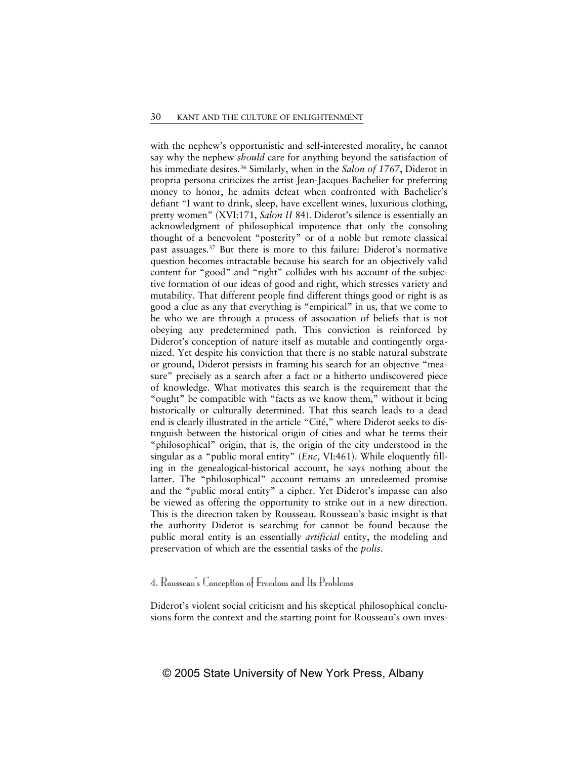with the nephew's opportunistic and self-interested morality, he cannot say why the nephew *should* care for anything beyond the satisfaction of his immediate desires.[36] Similarly, when in the *Salon of 1767*, Diderot in propria persona criticizes the artist Jean-Jacques Bachelier for preferring money to honor, he admits defeat when confronted with Bachelier's defiant "I want to drink, sleep, have excellent wines, luxurious clothing, pretty women" (XVI:171, *Salon II* 84). Diderot's silence is essentially an acknowledgment of philosophical impotence that only the consoling thought of a benevolent "posterity" or of a noble but remote classical past assuages.[37] But there is more to this failure: Diderot's normative question becomes intractable because his search for an objectively valid content for "good" and "right" collides with his account of the subjective formation of our ideas of good and right, which stresses variety and mutability. That different people find different things good or right is as good a clue as any that everything is "empirical" in us, that we come to be who we are through a process of association of beliefs that is not obeying any predetermined path. This conviction is reinforced by Diderot's conception of nature itself as mutable and contingently organized. Yet despite his conviction that there is no stable natural substrate or ground, Diderot persists in framing his search for an objective "measure" precisely as a search after a fact or a hitherto undiscovered piece of knowledge. What motivates this search is the requirement that the "ought" be compatible with "facts as we know them," without it being historically or culturally determined. That this search leads to a dead end is clearly illustrated in the article "Cité," where Diderot seeks to distinguish between the historical origin of cities and what he terms their "philosophical" origin, that is, the origin of the city understood in the singular as a "public moral entity" (*Enc*, VI:461). While eloquently filling in the genealogical-historical account, he says nothing about the latter. The "philosophical" account remains an unredeemed promise and the "public moral entity" a cipher. Yet Diderot's impasse can also be viewed as offering the opportunity to strike out in a new direction. This is the direction taken by Rousseau. Rousseau's basic insight is that the authority Diderot is searching for cannot be found because the public moral entity is an essentially *artificial* entity, the modeling and preservation of which are the essential tasks of the *polis*.

## 4. Rousseau's Conception of Freedom and Its Problems

Diderot's violent social criticism and his skeptical philosophical conclusions form the context and the starting point for Rousseau's own inves-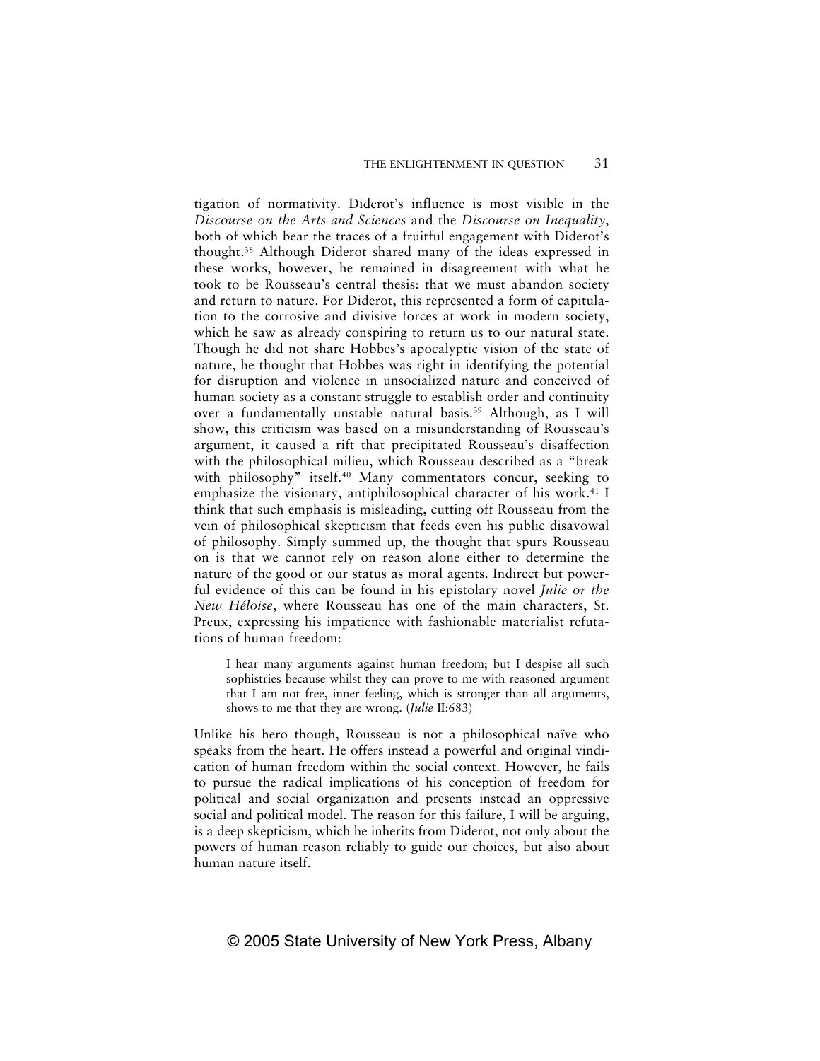tigation of normativity. Diderot's influence is most visible in the *Discourse on the Arts and Sciences* and the *Discourse on Inequality*, both of which bear the traces of a fruitful engagement with Diderot's thought.[38] Although Diderot shared many of the ideas expressed in these works, however, he remained in disagreement with what he took to be Rousseau's central thesis: that we must abandon society and return to nature. For Diderot, this represented a form of capitulation to the corrosive and divisive forces at work in modern society, which he saw as already conspiring to return us to our natural state. Though he did not share Hobbes's apocalyptic vision of the state of nature, he thought that Hobbes was right in identifying the potential for disruption and violence in unsocialized nature and conceived of human society as a constant struggle to establish order and continuity over a fundamentally unstable natural basis.[39] Although, as I will show, this criticism was based on a misunderstanding of Rousseau's argument, it caused a rift that precipitated Rousseau's disaffection with the philosophical milieu, which Rousseau described as a "break with philosophy" itself.[40] Many commentators concur, seeking to emphasize the visionary, antiphilosophical character of his work.[41] I think that such emphasis is misleading, cutting off Rousseau from the vein of philosophical skepticism that feeds even his public disavowal of philosophy. Simply summed up, the thought that spurs Rousseau on is that we cannot rely on reason alone either to determine the nature of the good or our status as moral agents. Indirect but powerful evidence of this can be found in his epistolary novel *Julie or the New Héloise*, where Rousseau has one of the main characters, St. Preux, expressing his impatience with fashionable materialist refutations of human freedom:

> I hear many arguments against human freedom; but I despise all such sophistries because whilst they can prove to me with reasoned argument that I am not free, inner feeling, which is stronger than all arguments, shows to me that they are wrong. (*Julie* II:683)

Unlike his hero though, Rousseau is not a philosophical naïve who speaks from the heart. He offers instead a powerful and original vindication of human freedom within the social context. However, he fails to pursue the radical implications of his conception of freedom for political and social organization and presents instead an oppressive social and political model. The reason for this failure, I will be arguing, is a deep skepticism, which he inherits from Diderot, not only about the powers of human reason reliably to guide our choices, but also about human nature itself.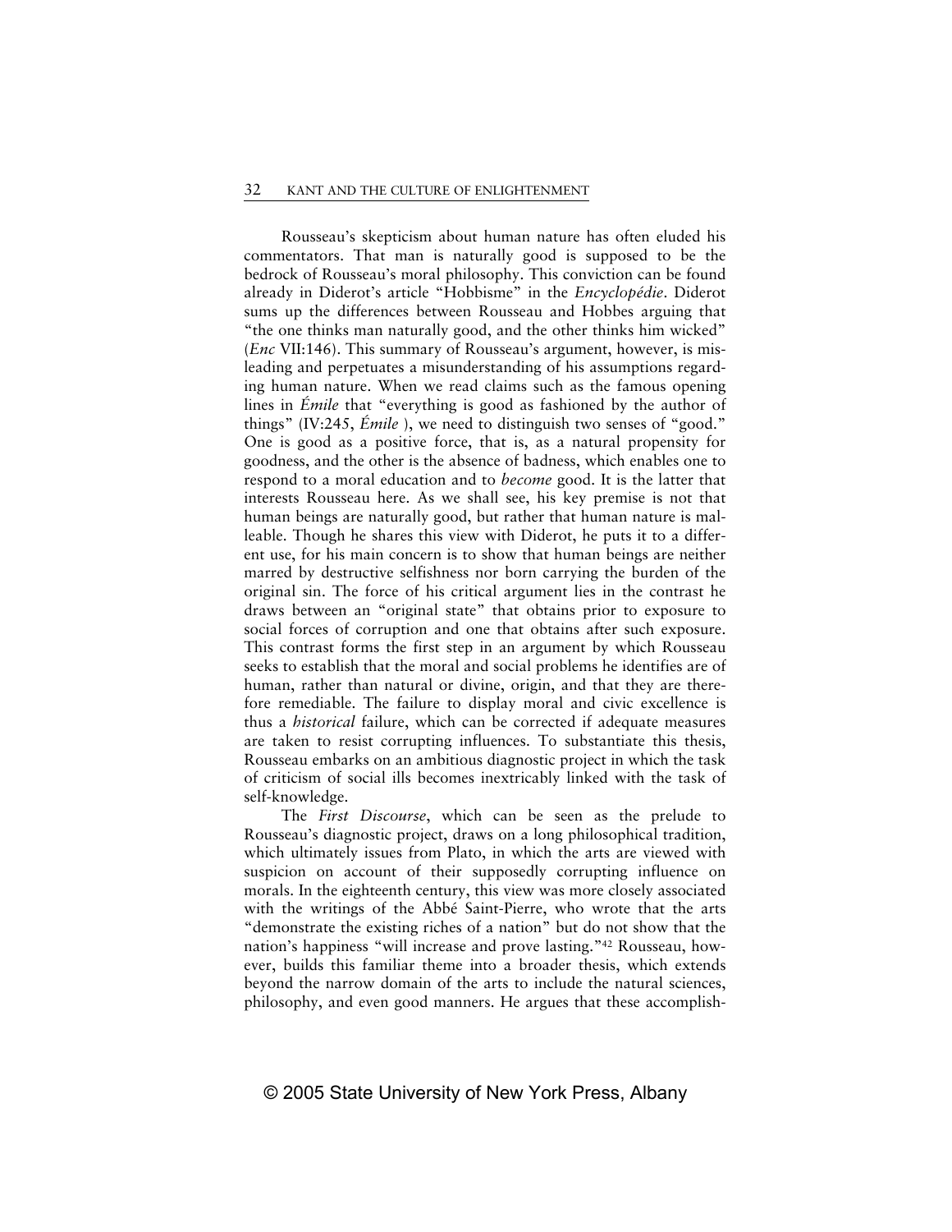Rousseau's skepticism about human nature has often eluded his commentators. That man is naturally good is supposed to be the bedrock of Rousseau's moral philosophy. This conviction can be found already in Diderot's article "Hobbisme" in the *Encyclopédie*. Diderot sums up the differences between Rousseau and Hobbes arguing that "the one thinks man naturally good, and the other thinks him wicked" (*Enc* VII:146). This summary of Rousseau's argument, however, is misleading and perpetuates a misunderstanding of his assumptions regarding human nature. When we read claims such as the famous opening lines in *Émile* that "everything is good as fashioned by the author of things" (IV:245, *Émile* ), we need to distinguish two senses of "good." One is good as a positive force, that is, as a natural propensity for goodness, and the other is the absence of badness, which enables one to respond to a moral education and to *become* good. It is the latter that interests Rousseau here. As we shall see, his key premise is not that human beings are naturally good, but rather that human nature is malleable. Though he shares this view with Diderot, he puts it to a different use, for his main concern is to show that human beings are neither marred by destructive selfishness nor born carrying the burden of the original sin. The force of his critical argument lies in the contrast he draws between an "original state" that obtains prior to exposure to social forces of corruption and one that obtains after such exposure. This contrast forms the first step in an argument by which Rousseau seeks to establish that the moral and social problems he identifies are of human, rather than natural or divine, origin, and that they are therefore remediable. The failure to display moral and civic excellence is thus a *historical* failure, which can be corrected if adequate measures are taken to resist corrupting influences. To substantiate this thesis, Rousseau embarks on an ambitious diagnostic project in which the task of criticism of social ills becomes inextricably linked with the task of self-knowledge.

The *First Discourse*, which can be seen as the prelude to Rousseau's diagnostic project, draws on a long philosophical tradition, which ultimately issues from Plato, in which the arts are viewed with suspicion on account of their supposedly corrupting influence on morals. In the eighteenth century, this view was more closely associated with the writings of the Abbé Saint-Pierre, who wrote that the arts "demonstrate the existing riches of a nation" but do not show that the nation's happiness "will increase and prove lasting."[42] Rousseau, however, builds this familiar theme into a broader thesis, which extends beyond the narrow domain of the arts to include the natural sciences, philosophy, and even good manners. He argues that these accomplish-